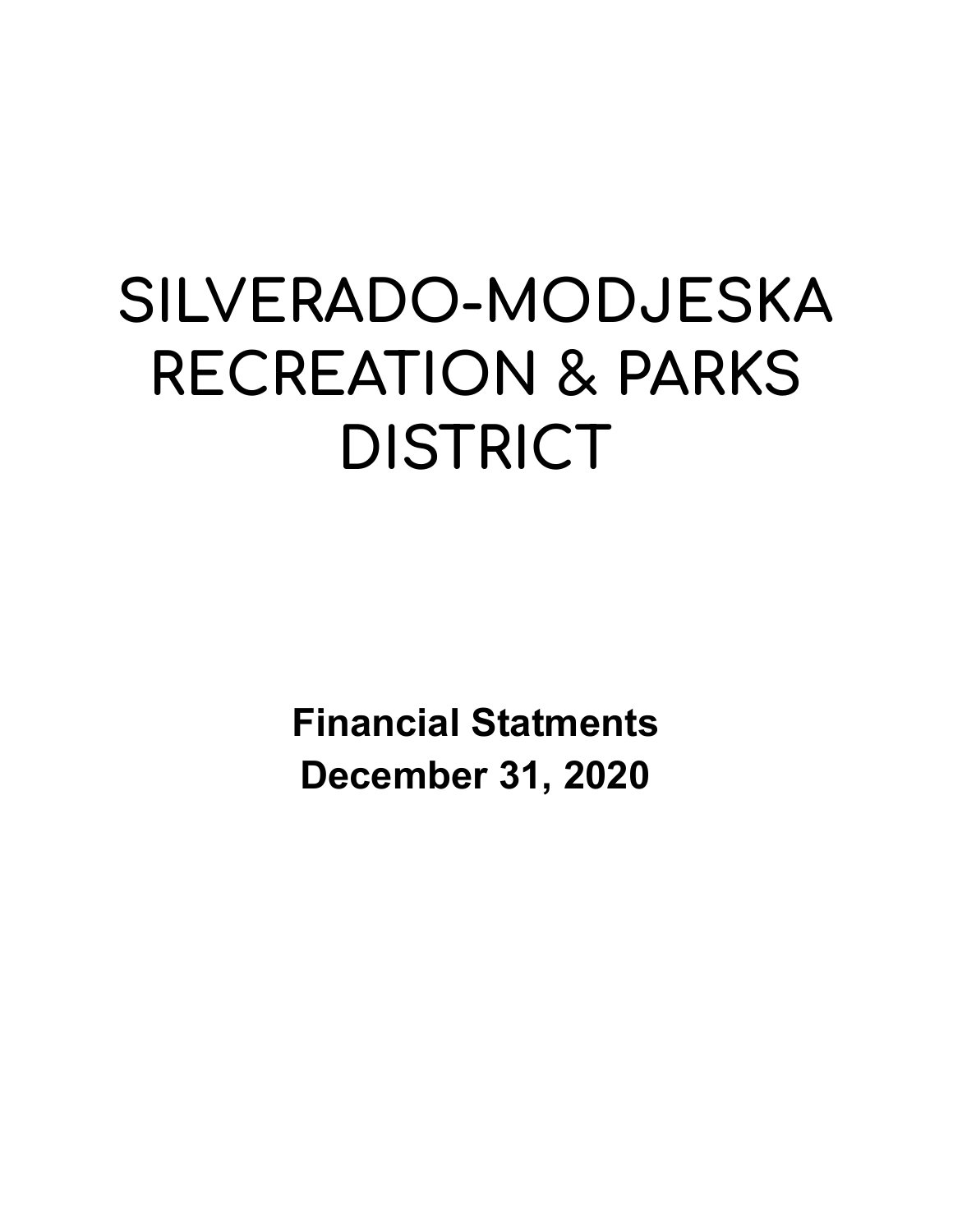# SILVERADO-MODJESKA RECREATION & PARKS DISTRICT

**Financial Statments**
**December 31, 2020**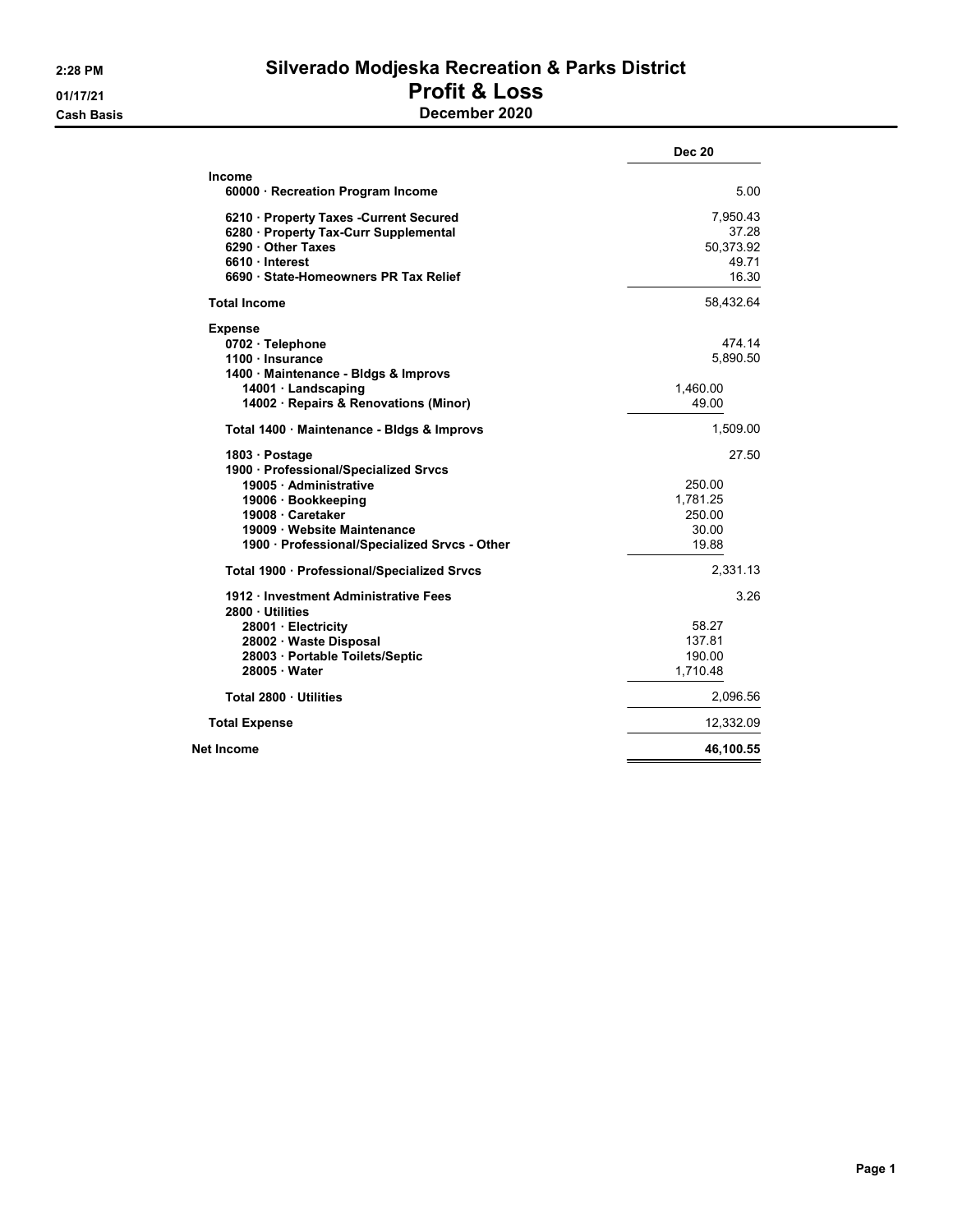**2:28 PM**
**01/17/21**
**Cash Basis**

# Silverado Modjeska Recreation & Parks District
## Profit & Loss
### December 2020

| | | Dec 20 |
|---|---|---|
| **Income** | | |
| **60000 · Recreation Program Income** | | 5.00 |
| **6210 · Property Taxes -Current Secured** | | 7,950.43 |
| **6280 · Property Tax-Curr Supplemental** | | 37.28 |
| **6290 · Other Taxes** | | 50,373.92 |
| **6610 · Interest** | | 49.71 |
| **6690 · State-Homeowners PR Tax Relief** | | 16.30 |
| **Total Income** | | 58,432.64 |
| **Expense** | | |
| **0702 · Telephone** | | 474.14 |
| **1100 · Insurance** | | 5,890.50 |
| **1400 · Maintenance - Bldgs & Improvs** | | |
| **14001 · Landscaping** | 1,460.00 | |
| **14002 · Repairs & Renovations (Minor)** | 49.00 | |
| **Total 1400 · Maintenance - Bldgs & Improvs** | | 1,509.00 |
| **1803 · Postage** | | 27.50 |
| **1900 · Professional/Specialized Srvcs** | | |
| **19005 · Administrative** | 250.00 | |
| **19006 · Bookkeeping** | 1,781.25 | |
| **19008 · Caretaker** | 250.00 | |
| **19009 · Website Maintenance** | 30.00 | |
| **1900 · Professional/Specialized Srvcs - Other** | 19.88 | |
| **Total 1900 · Professional/Specialized Srvcs** | | 2,331.13 |
| **1912 · Investment Administrative Fees** | | 3.26 |
| **2800 · Utilities** | | |
| **28001 · Electricity** | 58.27 | |
| **28002 · Waste Disposal** | 137.81 | |
| **28003 · Portable Toilets/Septic** | 190.00 | |
| **28005 · Water** | 1,710.48 | |
| **Total 2800 · Utilities** | | 2,096.56 |
| **Total Expense** | | 12,332.09 |
| **Net Income** | | **46,100.55** |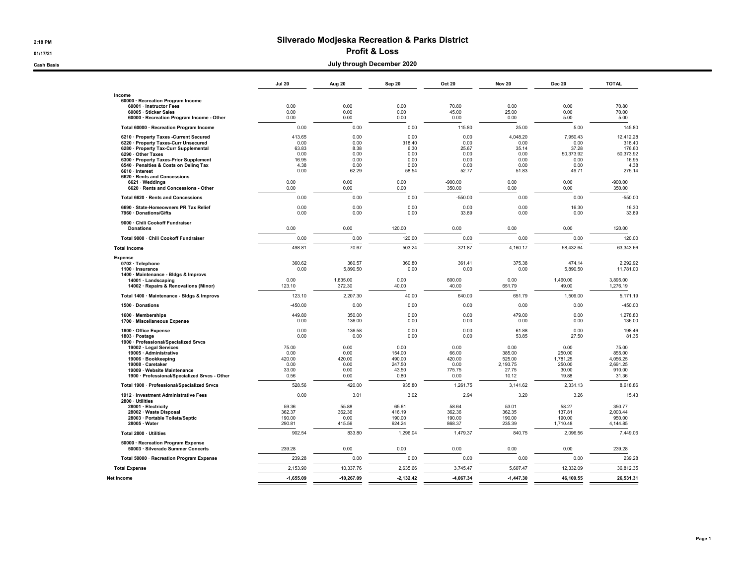# Silverado Modjeska Recreation & Parks District

## Profit & Loss

### July through December 2020

2:18 PM
01/17/21
Cash Basis

| | Jul 20 | Aug 20 | Sep 20 | Oct 20 | Nov 20 | Dec 20 | TOTAL |
|---|---|---|---|---|---|---|---|
| **Income** | | | | | | | |
| 60000 · Recreation Program Income | | | | | | | |
| 60001 · Instructor Fees | 0.00 | 0.00 | 0.00 | 70.80 | 0.00 | 0.00 | 70.80 |
| 60005 · Sticker Sales | 0.00 | 0.00 | 0.00 | 45.00 | 25.00 | 0.00 | 70.00 |
| 60000 · Recreation Program Income - Other | 0.00 | 0.00 | 0.00 | 0.00 | 0.00 | 5.00 | 5.00 |
| Total 60000 · Recreation Program Income | 0.00 | 0.00 | 0.00 | 115.80 | 25.00 | 5.00 | 145.80 |
| 6210 · Property Taxes -Current Secured | 413.65 | 0.00 | 0.00 | 0.00 | 4,048.20 | 7,950.43 | 12,412.28 |
| 6220 · Property Taxes-Curr Unsecured | 0.00 | 0.00 | 318.40 | 0.00 | 0.00 | 0.00 | 318.40 |
| 6280 · Property Tax-Curr Supplemental | 63.83 | 8.38 | 6.30 | 25.67 | 35.14 | 37.28 | 176.60 |
| 6290 · Other Taxes | 0.00 | 0.00 | 0.00 | 0.00 | 0.00 | 50,373.92 | 50,373.92 |
| 6300 · Property Taxes-Prior Supplement | 16.95 | 0.00 | 0.00 | 0.00 | 0.00 | 0.00 | 16.95 |
| 6540 · Penalties & Costs on Delinq Tax | 4.38 | 0.00 | 0.00 | 0.00 | 0.00 | 0.00 | 4.38 |
| 6610 · Interest | 0.00 | 62.29 | 58.54 | 52.77 | 51.83 | 49.71 | 275.14 |
| 6620 · Rents and Concessions | | | | | | | |
| 6621 · Weddings | 0.00 | 0.00 | 0.00 | -900.00 | 0.00 | 0.00 | -900.00 |
| 6620 · Rents and Concessions - Other | 0.00 | 0.00 | 0.00 | 350.00 | 0.00 | 0.00 | 350.00 |
| Total 6620 · Rents and Concessions | 0.00 | 0.00 | 0.00 | -550.00 | 0.00 | 0.00 | -550.00 |
| 6690 · State-Homeowners PR Tax Relief | 0.00 | 0.00 | 0.00 | 0.00 | 0.00 | 16.30 | 16.30 |
| 7960 · Donations/Gifts | 0.00 | 0.00 | 0.00 | 33.89 | 0.00 | 0.00 | 33.89 |
| 9000 · Chili Cookoff Fundraiser | | | | | | | |
| Donations | 0.00 | 0.00 | 120.00 | 0.00 | 0.00 | 0.00 | 120.00 |
| Total 9000 · Chili Cookoff Fundraiser | 0.00 | 0.00 | 120.00 | 0.00 | 0.00 | 0.00 | 120.00 |
| **Total Income** | 498.81 | 70.67 | 503.24 | -321.87 | 4,160.17 | 58,432.64 | 63,343.66 |
| **Expense** | | | | | | | |
| 0702 · Telephone | 360.62 | 360.57 | 360.80 | 361.41 | 375.38 | 474.14 | 2,292.92 |
| 1100 · Insurance | 0.00 | 5,890.50 | 0.00 | 0.00 | 0.00 | 5,890.50 | 11,781.00 |
| 1400 · Maintenance - Bldgs & Improvs | | | | | | | |
| 14001 · Landscaping | 0.00 | 1,835.00 | 0.00 | 600.00 | 0.00 | 1,460.00 | 3,895.00 |
| 14002 · Repairs & Renovations (Minor) | 123.10 | 372.30 | 40.00 | 40.00 | 651.79 | 49.00 | 1,276.19 |
| Total 1400 · Maintenance - Bldgs & Improvs | 123.10 | 2,207.30 | 40.00 | 640.00 | 651.79 | 1,509.00 | 5,171.19 |
| 1500 · Donations | -450.00 | 0.00 | 0.00 | 0.00 | 0.00 | 0.00 | -450.00 |
| 1600 · Memberships | 449.80 | 350.00 | 0.00 | 0.00 | 479.00 | 0.00 | 1,278.80 |
| 1700 · Miscellaneous Expense | 0.00 | 136.00 | 0.00 | 0.00 | 0.00 | 0.00 | 136.00 |
| 1800 · Office Expense | 0.00 | 136.58 | 0.00 | 0.00 | 61.88 | 0.00 | 198.46 |
| 1803 · Postage | 0.00 | 0.00 | 0.00 | 0.00 | 53.85 | 27.50 | 81.35 |
| 1900 · Professional/Specialized Srvcs | | | | | | | |
| 19002 · Legal Services | 75.00 | 0.00 | 0.00 | 0.00 | 0.00 | 0.00 | 75.00 |
| 19005 · Administrative | 0.00 | 0.00 | 154.00 | 66.00 | 385.00 | 250.00 | 855.00 |
| 19006 · Bookkeeping | 420.00 | 420.00 | 490.00 | 420.00 | 525.00 | 1,781.25 | 4,056.25 |
| 19008 · Caretaker | 0.00 | 0.00 | 247.50 | 0.00 | 2,193.75 | 250.00 | 2,691.25 |
| 19009 · Website Maintenance | 33.00 | 0.00 | 43.50 | 775.75 | 27.75 | 30.00 | 910.00 |
| 1900 · Professional/Specialized Srvcs - Other | 0.56 | 0.00 | 0.80 | 0.00 | 10.12 | 19.88 | 31.36 |
| Total 1900 · Professional/Specialized Srvcs | 528.56 | 420.00 | 935.80 | 1,261.75 | 3,141.62 | 2,331.13 | 8,618.86 |
| 1912 · Investment Administrative Fees | 0.00 | 3.01 | 3.02 | 2.94 | 3.20 | 3.26 | 15.43 |
| 2800 · Utilities | | | | | | | |
| 28001 · Electricity | 59.36 | 55.88 | 65.61 | 58.64 | 53.01 | 58.27 | 350.77 |
| 28002 · Waste Disposal | 362.37 | 362.36 | 416.19 | 362.36 | 362.35 | 137.81 | 2,003.44 |
| 28003 · Portable Toilets/Septic | 190.00 | 0.00 | 190.00 | 190.00 | 190.00 | 190.00 | 950.00 |
| 28005 · Water | 290.81 | 415.56 | 624.24 | 868.37 | 235.39 | 1,710.48 | 4,144.85 |
| Total 2800 · Utilities | 902.54 | 833.80 | 1,296.04 | 1,479.37 | 840.75 | 2,096.56 | 7,449.06 |
| 50000 · Recreation Program Expense | | | | | | | |
| 50003 · Silverado Summer Concerts | 239.28 | 0.00 | 0.00 | 0.00 | 0.00 | 0.00 | 239.28 |
| Total 50000 · Recreation Program Expense | 239.28 | 0.00 | 0.00 | 0.00 | 0.00 | 0.00 | 239.28 |
| **Total Expense** | 2,153.90 | 10,337.76 | 2,635.66 | 3,745.47 | 5,607.47 | 12,332.09 | 36,812.35 |
| **Net Income** | -1,655.09 | -10,267.09 | -2,132.42 | -4,067.34 | -1,447.30 | 46,100.55 | 26,531.31 |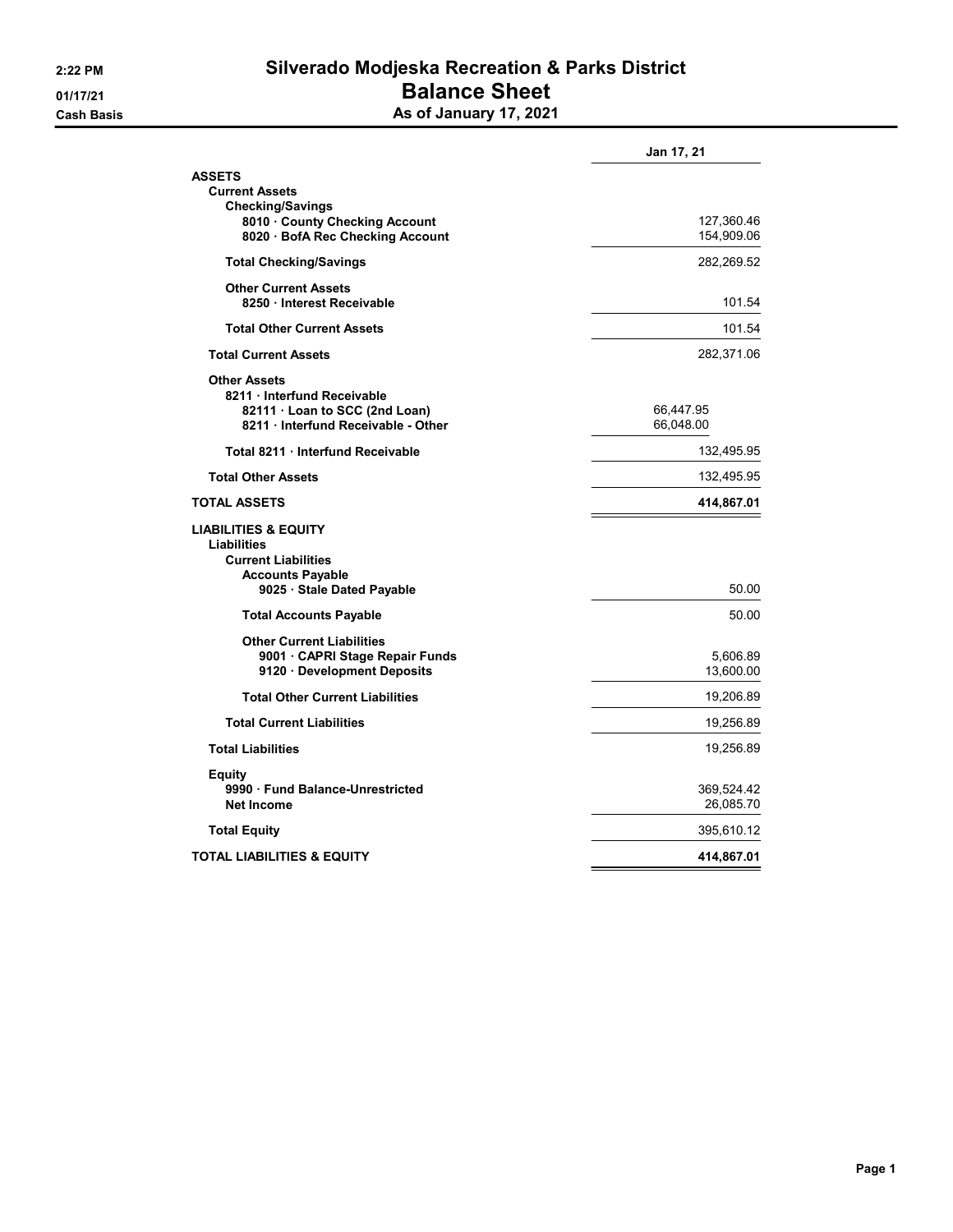2:22 PM

01/17/21

Cash Basis

# Silverado Modjeska Recreation & Parks District

# Balance Sheet

## As of January 17, 2021

| | | Jan 17, 21 |
|---|---|---|
| **ASSETS** | | |
| **Current Assets** | | |
| **Checking/Savings** | | |
| **8010 · County Checking Account** | | 127,360.46 |
| **8020 · BofA Rec Checking Account** | | 154,909.06 |
| **Total Checking/Savings** | | 282,269.52 |
| **Other Current Assets** | | |
| **8250 · Interest Receivable** | | 101.54 |
| **Total Other Current Assets** | | 101.54 |
| **Total Current Assets** | | 282,371.06 |
| **Other Assets** | | |
| **8211 · Interfund Receivable** | | |
| **82111 · Loan to SCC (2nd Loan)** | 66,447.95 | |
| **8211 · Interfund Receivable - Other** | 66,048.00 | |
| **Total 8211 · Interfund Receivable** | | 132,495.95 |
| **Total Other Assets** | | 132,495.95 |
| **TOTAL ASSETS** | | **414,867.01** |
| **LIABILITIES & EQUITY** | | |
| **Liabilities** | | |
| **Current Liabilities** | | |
| **Accounts Payable** | | |
| **9025 · Stale Dated Payable** | | 50.00 |
| **Total Accounts Payable** | | 50.00 |
| **Other Current Liabilities** | | |
| **9001 · CAPRI Stage Repair Funds** | | 5,606.89 |
| **9120 · Development Deposits** | | 13,600.00 |
| **Total Other Current Liabilities** | | 19,206.89 |
| **Total Current Liabilities** | | 19,256.89 |
| **Total Liabilities** | | 19,256.89 |
| **Equity** | | |
| **9990 · Fund Balance-Unrestricted** | | 369,524.42 |
| **Net Income** | | 26,085.70 |
| **Total Equity** | | 395,610.12 |
| **TOTAL LIABILITIES & EQUITY** | | **414,867.01** |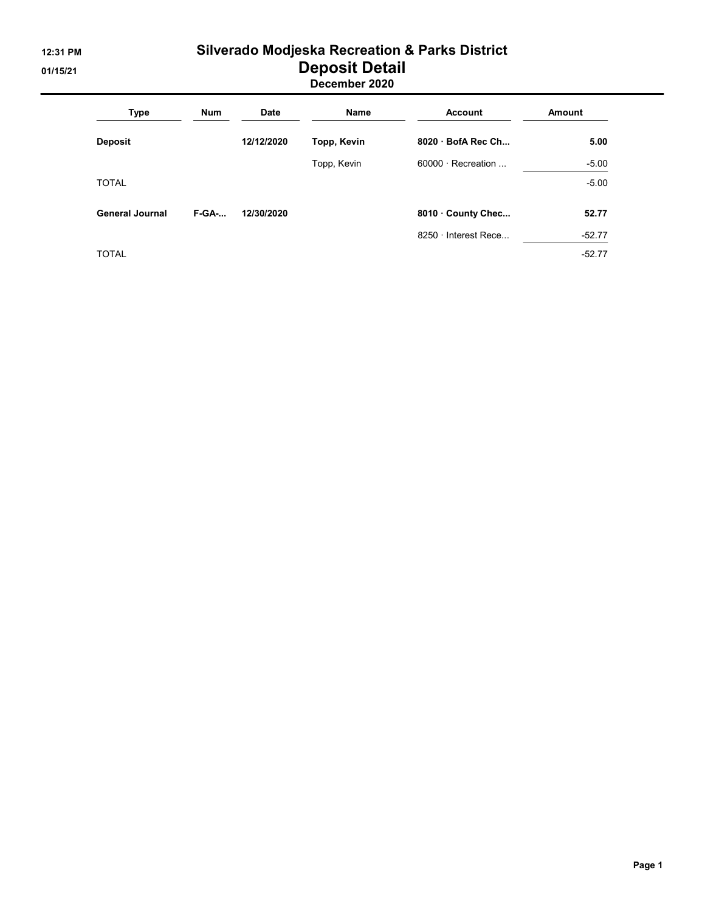# Silverado Modjeska Recreation & Parks District

## Deposit Detail

### December 2020

| Type | Num | Date | Name | Account | Amount |
| --- | --- | --- | --- | --- | --- |
| **Deposit** | | **12/12/2020** | **Topp, Kevin** | **8020 · BofA Rec Ch...** | **5.00** |
| | | | Topp, Kevin | 60000 · Recreation ... | -5.00 |
| TOTAL | | | | | -5.00 |
| **General Journal** | **F-GA-...** | **12/30/2020** | | **8010 · County Chec...** | **52.77** |
| | | | | 8250 · Interest Rece... | -52.77 |
| TOTAL | | | | | -52.77 |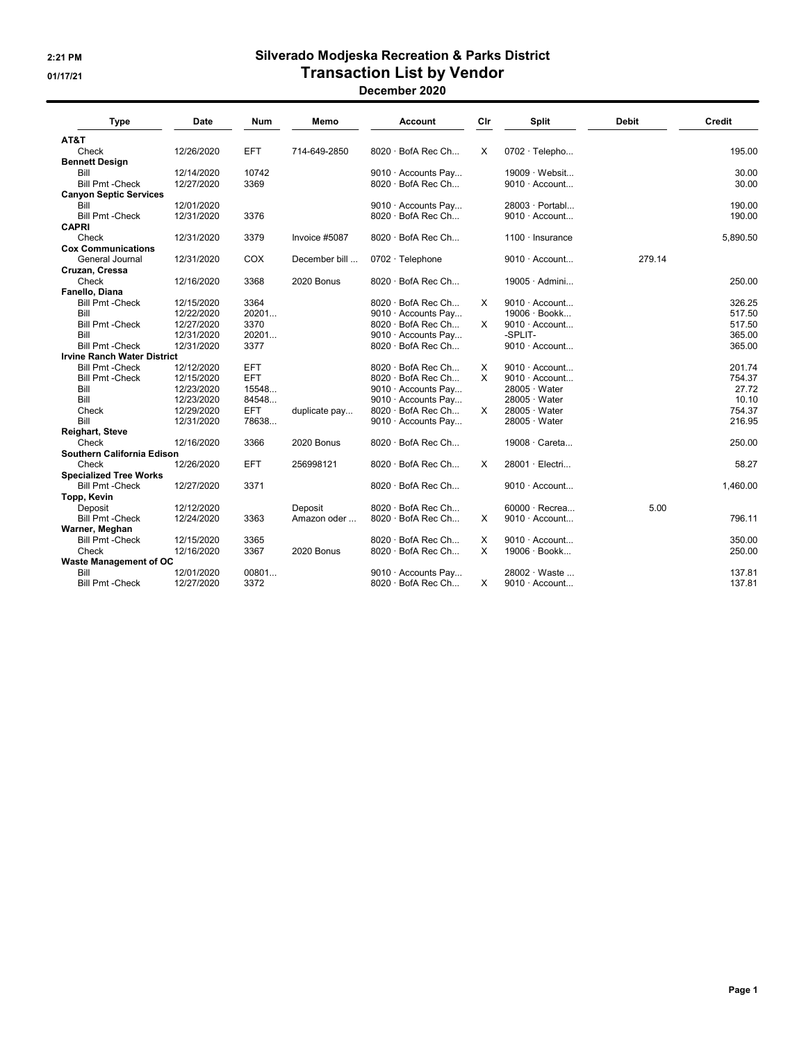# Silverado Modjeska Recreation & Parks District

## Transaction List by Vendor

### December 2020

2:21 PM
01/17/21

| Type | Date | Num | Memo | Account | Clr | Split | Debit | Credit |
|---|---|---|---|---|---|---|---|---|
| **AT&T** | | | | | | | | |
| Check | 12/26/2020 | EFT | 714-649-2850 | 8020 · BofA Rec Ch... | X | 0702 · Telepho... | | 195.00 |
| **Bennett Design** | | | | | | | | |
| Bill | 12/14/2020 | 10742 | | 9010 · Accounts Pay... | | 19009 · Websit... | | 30.00 |
| Bill Pmt -Check | 12/27/2020 | 3369 | | 8020 · BofA Rec Ch... | | 9010 · Account... | | 30.00 |
| **Canyon Septic Services** | | | | | | | | |
| Bill | 12/01/2020 | | | 9010 · Accounts Pay... | | 28003 · Portabl... | | 190.00 |
| Bill Pmt -Check | 12/31/2020 | 3376 | | 8020 · BofA Rec Ch... | | 9010 · Account... | | 190.00 |
| **CAPRI** | | | | | | | | |
| Check | 12/31/2020 | 3379 | Invoice #5087 | 8020 · BofA Rec Ch... | | 1100 · Insurance | | 5,890.50 |
| **Cox Communications** | | | | | | | | |
| General Journal | 12/31/2020 | COX | December bill ... | 0702 · Telephone | | 9010 · Account... | 279.14 | |
| **Cruzan, Cressa** | | | | | | | | |
| Check | 12/16/2020 | 3368 | 2020 Bonus | 8020 · BofA Rec Ch... | | 19005 · Admini... | | 250.00 |
| **Fanello, Diana** | | | | | | | | |
| Bill Pmt -Check | 12/15/2020 | 3364 | | 8020 · BofA Rec Ch... | X | 9010 · Account... | | 326.25 |
| Bill | 12/22/2020 | 20201... | | 9010 · Accounts Pay... | | 19006 · Bookk... | | 517.50 |
| Bill Pmt -Check | 12/27/2020 | 3370 | | 8020 · BofA Rec Ch... | X | 9010 · Account... | | 517.50 |
| Bill | 12/31/2020 | 20201... | | 9010 · Accounts Pay... | | -SPLIT- | | 365.00 |
| Bill Pmt -Check | 12/31/2020 | 3377 | | 8020 · BofA Rec Ch... | | 9010 · Account... | | 365.00 |
| **Irvine Ranch Water District** | | | | | | | | |
| Bill Pmt -Check | 12/12/2020 | EFT | | 8020 · BofA Rec Ch... | X | 9010 · Account... | | 201.74 |
| Bill Pmt -Check | 12/15/2020 | EFT | | 8020 · BofA Rec Ch... | X | 9010 · Account... | | 754.37 |
| Bill | 12/23/2020 | 15548... | | 9010 · Accounts Pay... | | 28005 · Water | | 27.72 |
| Bill | 12/23/2020 | 84548... | | 9010 · Accounts Pay... | | 28005 · Water | | 10.10 |
| Check | 12/29/2020 | EFT | duplicate pay... | 8020 · BofA Rec Ch... | X | 28005 · Water | | 754.37 |
| Bill | 12/31/2020 | 78638... | | 9010 · Accounts Pay... | | 28005 · Water | | 216.95 |
| **Reighart, Steve** | | | | | | | | |
| Check | 12/16/2020 | 3366 | 2020 Bonus | 8020 · BofA Rec Ch... | | 19008 · Careta... | | 250.00 |
| **Southern California Edison** | | | | | | | | |
| Check | 12/26/2020 | EFT | 256998121 | 8020 · BofA Rec Ch... | X | 28001 · Electri... | | 58.27 |
| **Specialized Tree Works** | | | | | | | | |
| Bill Pmt -Check | 12/27/2020 | 3371 | | 8020 · BofA Rec Ch... | | 9010 · Account... | | 1,460.00 |
| **Topp, Kevin** | | | | | | | | |
| Deposit | 12/12/2020 | | Deposit | 8020 · BofA Rec Ch... | | 60000 · Recrea... | 5.00 | |
| Bill Pmt -Check | 12/24/2020 | 3363 | Amazon oder ... | 8020 · BofA Rec Ch... | X | 9010 · Account... | | 796.11 |
| **Warner, Meghan** | | | | | | | | |
| Bill Pmt -Check | 12/15/2020 | 3365 | | 8020 · BofA Rec Ch... | X | 9010 · Account... | | 350.00 |
| Check | 12/16/2020 | 3367 | 2020 Bonus | 8020 · BofA Rec Ch... | X | 19006 · Bookk... | | 250.00 |
| **Waste Management of OC** | | | | | | | | |
| Bill | 12/01/2020 | 00801... | | 9010 · Accounts Pay... | | 28002 · Waste ... | | 137.81 |
| Bill Pmt -Check | 12/27/2020 | 3372 | | 8020 · BofA Rec Ch... | X | 9010 · Account... | | 137.81 |